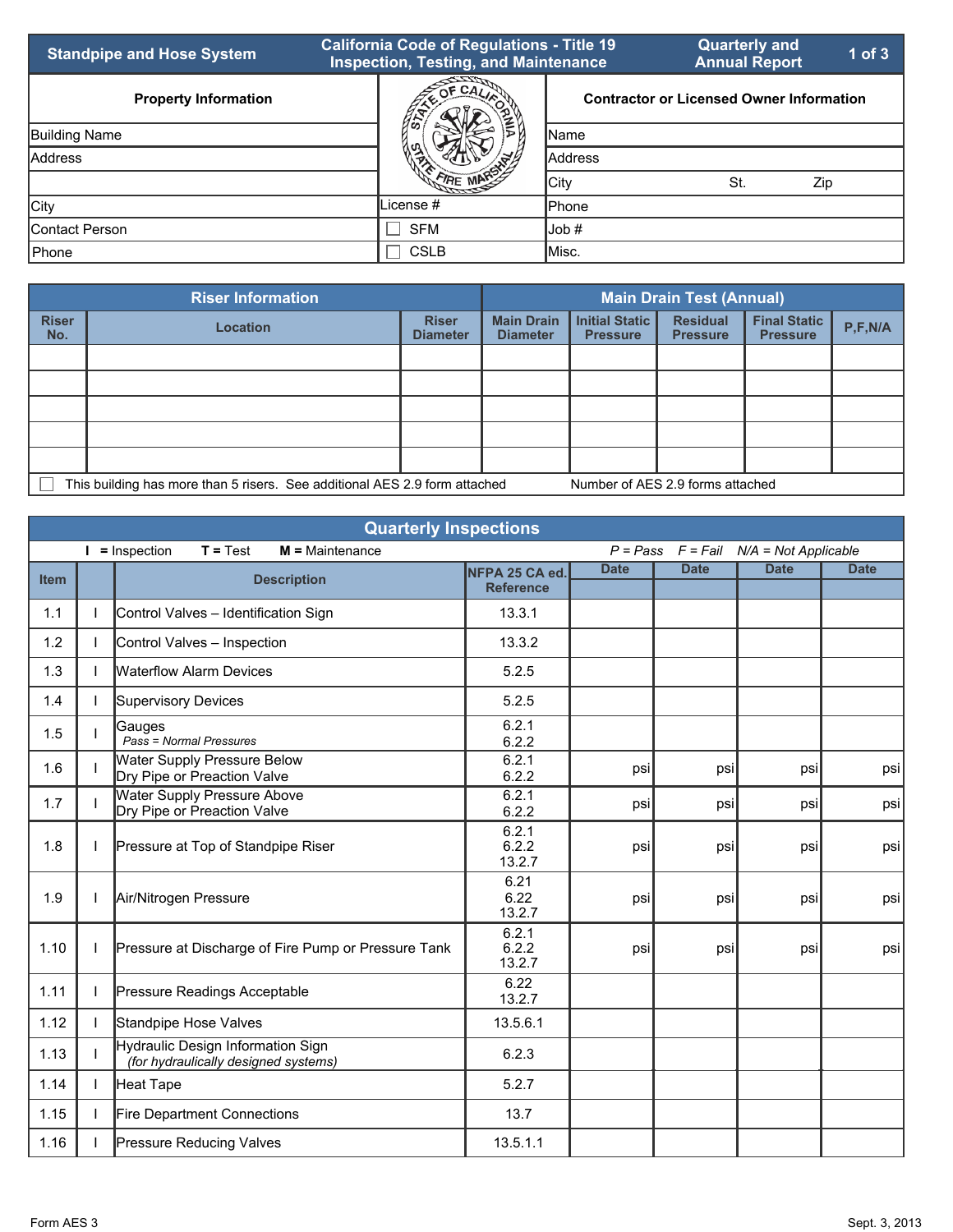# Standpipe and Hose System

**California Code of Regulations - Title 19 Inspection, Testing, and Maintenance**

**Quarterly and Annual Report**

| Property Information | | Contractor or Licensed Owner Information |
|---|---|---|
| Building Name | | Name |
| Address | | Address |
| | | City St. Zip |
| City | License # | Phone |
| Contact Person | ☐ SFM | Job # |
| Phone | ☐ CSLB | Misc. |

| Riser Information | | | Main Drain Test (Annual) | | | | |
|---|---|---|---|---|---|---|---|
| Riser No. | Location | Riser Diameter | Main Drain Diameter | Initial Static Pressure | Residual Pressure | Final Static Pressure | P,F,N/A |
| | | | | | | | |
| | | | | | | | |
| | | | | | | | |
| | | | | | | | |
| | | | | | | | |

☐ This building has more than 5 risers. See additional AES 2.9 form attached  Number of AES 2.9 forms attached

## Quarterly Inspections

**I** = Inspection **T** = Test **M** = Maintenance  *P = Pass F = Fail N/A = Not Applicable*

| Item | | Description | NFPA 25 CA ed. Reference | Date | Date | Date | Date |
|---|---|---|---|---|---|---|---|
| 1.1 | I | Control Valves – Identification Sign | 13.3.1 | | | | |
| 1.2 | I | Control Valves – Inspection | 13.3.2 | | | | |
| 1.3 | I | Waterflow Alarm Devices | 5.2.5 | | | | |
| 1.4 | I | Supervisory Devices | 5.2.5 | | | | |
| 1.5 | I | Gauges *Pass = Normal Pressures* | 6.2.1 6.2.2 | | | | |
| 1.6 | I | Water Supply Pressure Below Dry Pipe or Preaction Valve | 6.2.1 6.2.2 | psi | psi | psi | psi |
| 1.7 | I | Water Supply Pressure Above Dry Pipe or Preaction Valve | 6.2.1 6.2.2 | psi | psi | psi | psi |
| 1.8 | I | Pressure at Top of Standpipe Riser | 6.2.1 6.2.2 13.2.7 | psi | psi | psi | psi |
| 1.9 | I | Air/Nitrogen Pressure | 6.21 6.22 13.2.7 | psi | psi | psi | psi |
| 1.10 | I | Pressure at Discharge of Fire Pump or Pressure Tank | 6.2.1 6.2.2 13.2.7 | psi | psi | psi | psi |
| 1.11 | I | Pressure Readings Acceptable | 6.22 13.2.7 | | | | |
| 1.12 | I | Standpipe Hose Valves | 13.5.6.1 | | | | |
| 1.13 | I | Hydraulic Design Information Sign *(for hydraulically designed systems)* | 6.2.3 | | | | |
| 1.14 | I | Heat Tape | 5.2.7 | | | | |
| 1.15 | I | Fire Department Connections | 13.7 | | | | |
| 1.16 | I | Pressure Reducing Valves | 13.5.1.1 | | | | |

Form AES 3  Sept. 3, 2013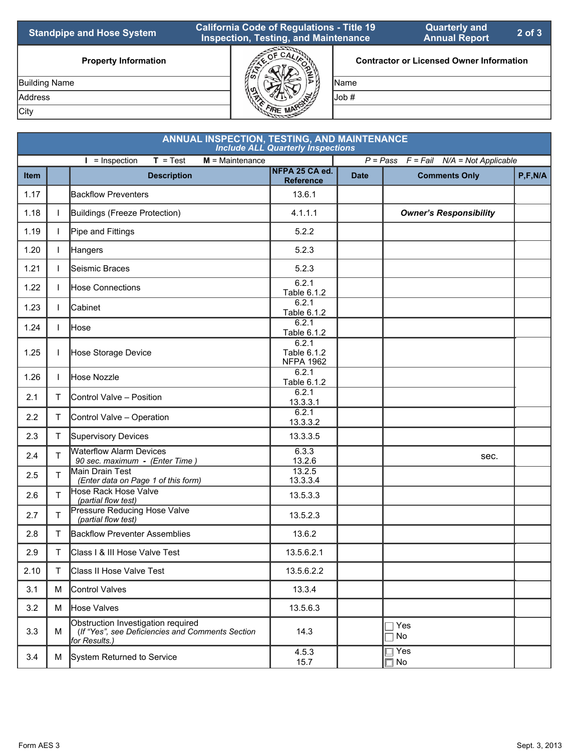| Standpipe and Hose System | California Code of Regulations - Title 19 Inspection, Testing, and Maintenance | Quarterly and Annual Report |
|---|---|---|

| Property Information | Contractor or Licensed Owner Information |
|---|---|
| Building Name | Name |
| Address | Job # |
| City | |

## ANNUAL INSPECTION, TESTING, AND MAINTENANCE

*Include ALL Quarterly Inspections*

**I** = Inspection **T** = Test **M** = Maintenance *P = Pass F = Fail N/A = Not Applicable*

| Item | | Description | NFPA 25 CA ed. Reference | Date | Comments Only | P,F,N/A |
|---|---|---|---|---|---|---|
| 1.17 | | Backflow Preventers | 13.6.1 | | | |
| 1.18 | I | Buildings (Freeze Protection) | 4.1.1.1 | | ***Owner's Responsibility*** | |
| 1.19 | I | Pipe and Fittings | 5.2.2 | | | |
| 1.20 | I | Hangers | 5.2.3 | | | |
| 1.21 | I | Seismic Braces | 5.2.3 | | | |
| 1.22 | I | Hose Connections | 6.2.1 Table 6.1.2 | | | |
| 1.23 | I | Cabinet | 6.2.1 Table 6.1.2 | | | |
| 1.24 | I | Hose | 6.2.1 Table 6.1.2 | | | |
| 1.25 | I | Hose Storage Device | 6.2.1 Table 6.1.2 NFPA 1962 | | | |
| 1.26 | I | Hose Nozzle | 6.2.1 Table 6.1.2 | | | |
| 2.1 | T | Control Valve – Position | 6.2.1 13.3.3.1 | | | |
| 2.2 | T | Control Valve – Operation | 6.2.1 13.3.3.2 | | | |
| 2.3 | T | Supervisory Devices | 13.3.3.5 | | | |
| 2.4 | T | Waterflow Alarm Devices *90 sec. maximum - (Enter Time )* | 6.3.3 13.2.6 | | sec. | |
| 2.5 | T | Main Drain Test *(Enter data on Page 1 of this form)* | 13.2.5 13.3.3.4 | | | |
| 2.6 | T | Hose Rack Hose Valve *(partial flow test)* | 13.5.3.3 | | | |
| 2.7 | T | Pressure Reducing Hose Valve *(partial flow test)* | 13.5.2.3 | | | |
| 2.8 | T | Backflow Preventer Assemblies | 13.6.2 | | | |
| 2.9 | T | Class I & III Hose Valve Test | 13.5.6.2.1 | | | |
| 2.10 | T | Class II Hose Valve Test | 13.5.6.2.2 | | | |
| 3.1 | M | Control Valves | 13.3.4 | | | |
| 3.2 | M | Hose Valves | 13.5.6.3 | | | |
| 3.3 | M | Obstruction Investigation required *(If "Yes", see Deficiencies and Comments Section for Results.)* | 14.3 | | ☐ Yes ☐ No | |
| 3.4 | M | System Returned to Service | 4.5.3 15.7 | | ☐ Yes ☐ No | |

Form AES 3 Sept. 3, 2013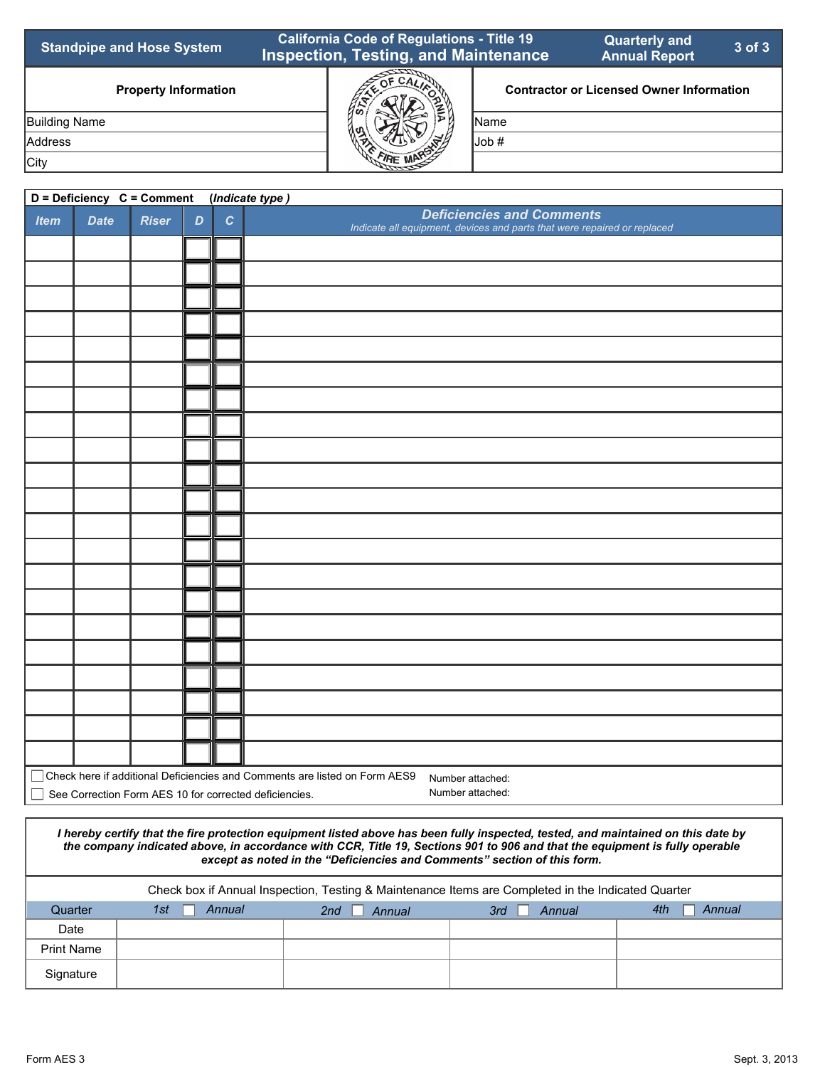| Standplipe and Hose System | California Code of Regulations - Title 19 Inspection, Testing, and Maintenance | Quarterly and Annual Report |
|---|---|---|

| Property Information | Contractor or Licensed Owner Information |
|---|---|
| Building Name | Name |
| Address | Job # |
| City | |

D = Deficiency C = Comment (*Indicate type* )

| Item | Date | Riser | D | C | ***Deficiencies and Comments*** *Indicate all equipment, devices and parts that were repaired or replaced* |
|---|---|---|---|---|---|
| | | | ☐ | ☐ | |
| | | | ☐ | ☐ | |
| | | | ☐ | ☐ | |
| | | | ☐ | ☐ | |
| | | | ☐ | ☐ | |
| | | | ☐ | ☐ | |
| | | | ☐ | ☐ | |
| | | | ☐ | ☐ | |
| | | | ☐ | ☐ | |
| | | | ☐ | ☐ | |
| | | | ☐ | ☐ | |
| | | | ☐ | ☐ | |
| | | | ☐ | ☐ | |
| | | | ☐ | ☐ | |
| | | | ☐ | ☐ | |
| | | | ☐ | ☐ | |
| | | | ☐ | ☐ | |
| | | | ☐ | ☐ | |
| | | | ☐ | ☐ | |
| | | | ☐ | ☐ | |
| | | | ☐ | ☐ | |

☐ Check here if additional Deficiencies and Comments are listed on Form AES9 — Number attached:

☐ See Correction Form AES 10 for corrected deficiencies. — Number attached:

***I hereby certify that the fire protection equipment listed above has been fully inspected, tested, and maintained on this date by the company indicated above, in accordance with CCR, Title 19, Sections 901 to 906 and that the equipment is fully operable except as noted in the "Deficiencies and Comments" section of this form.***

Check box if Annual Inspection, Testing & Maintenance Items are Completed in the Indicated Quarter

| Quarter | *1st* ☐ *Annual* | *2nd* ☐ *Annual* | *3rd* ☐ *Annual* | *4th* ☐ *Annual* |
|---|---|---|---|---|
| Date | | | | |
| Print Name | | | | |
| Signature | | | | |

Form AES 3 Sept. 3, 2013